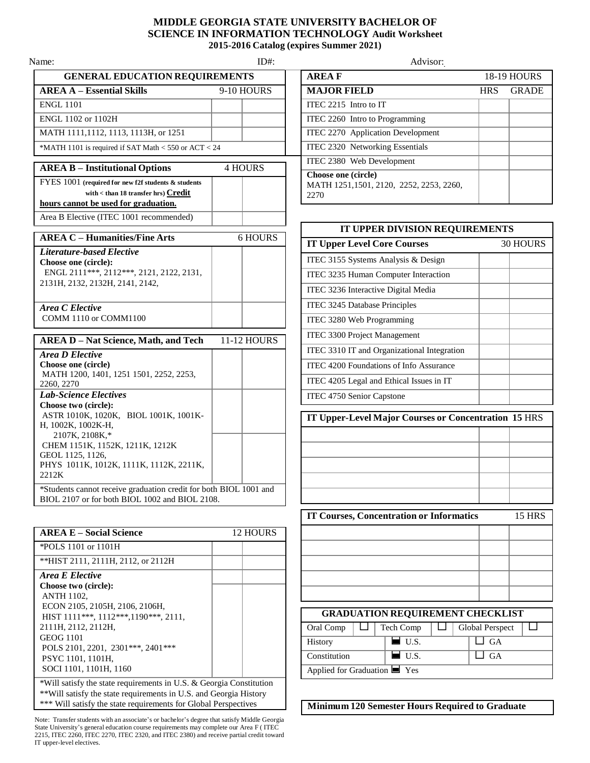# MIDDLE GEORGIA STATE UNIVERSITY BACHELOR OF SCIENCE IN INFORMATION TECHNOLOGY Audit Worksheet

**2015-2016 Catalog (expires Summer 2021)**

Name: ID#: Advisor:

## GENERAL EDUCATION REQUIREMENTS

| AREA A – Essential Skills | 9-10 HOURS | |
|---|---|---|
| ENGL 1101 | | |
| ENGL 1102 or 1102H | | |
| MATH 1111,1112, 1113, 1113H, or 1251 | | |
| *MATH 1101 is required if SAT Math < 550 or ACT < 24 | | |

| AREA B – Institutional Options | 4 HOURS | |
|---|---|---|
| FYES 1001 (required for new f2f students & students with < than 18 transfer hrs) **Credit hours cannot be used for graduation.** | | |
| Area B Elective (ITEC 1001 recommended) | | |

| AREA C – Humanities/Fine Arts | 6 HOURS | |
|---|---|---|
| *Literature-based Elective* **Choose one (circle):** ENGL 2111***, 2112***, 2121, 2122, 2131, 2131H, 2132, 2132H, 2141, 2142, | | |
| *Area C Elective* COMM 1110 or COMM1100 | | |

| AREA D – Nat Science, Math, and Tech | 11-12 HOURS | |
|---|---|---|
| *Area D Elective* **Choose one (circle)** MATH 1200, 1401, 1251 1501, 2252, 2253, 2260, 2270 | | |
| *Lab-Science Electives* **Choose two (circle):** ASTR 1010K, 1020K, BIOL 1001K, 1001K-H, 1002K, 1002K-H, 2107K, 2108K,* CHEM 1151K, 1152K, 1211K, 1212K GEOL 1125, 1126, PHYS 1011K, 1012K, 1111K, 1112K, 2211K, 2212K | | |
| | | |
| *Students cannot receive graduation credit for both BIOL 1001 and BIOL 2107 or for both BIOL 1002 and BIOL 2108. | | |

| AREA E – Social Science | 12 HOURS | |
|---|---|---|
| *POLS 1101 or 1101H | | |
| **HIST 2111, 2111H, 2112, or 2112H | | |
| *Area E Elective* **Choose two (circle):** ANTH 1102, ECON 2105, 2105H, 2106, 2106H, HIST 1111***, 1112***,1190***, 2111, 2111H, 2112, 2112H, GEOG 1101 POLS 2101, 2201, 2301***, 2401*** PSYC 1101, 1101H, SOCI 1101, 1101H, 1160 | | |
| | | |

*Will satisfy the state requirements in U.S. & Georgia Constitution
**Will satisfy the state requirements in U.S. and Georgia History
*** Will satisfy the state requirements for Global Perspectives

Note: Transfer students with an associate's or bachelor's degree that satisfy Middle Georgia State University's general education course requirements may complete our Area F ( ITEC 2215, ITEC 2260, ITEC 2270, ITEC 2320, and ITEC 2380) and receive partial credit toward IT upper-level electives.

## AREA F — 18-19 HOURS

| MAJOR FIELD | HRS | GRADE |
|---|---|---|
| ITEC 2215 Intro to IT | | |
| ITEC 2260 Intro to Programming | | |
| ITEC 2270 Application Development | | |
| ITEC 2320 Networking Essentials | | |
| ITEC 2380 Web Development | | |
| **Choose one (circle)** MATH 1251,1501, 2120, 2252, 2253, 2260, 2270 | | |

## IT UPPER DIVISION REQUIREMENTS

| IT Upper Level Core Courses | 30 HOURS | |
|---|---|---|
| ITEC 3155 Systems Analysis & Design | | |
| ITEC 3235 Human Computer Interaction | | |
| ITEC 3236 Interactive Digital Media | | |
| ITEC 3245 Database Principles | | |
| ITEC 3280 Web Programming | | |
| ITEC 3300 Project Management | | |
| ITEC 3310 IT and Organizational Integration | | |
| ITEC 4200 Foundations of Info Assurance | | |
| ITEC 4205 Legal and Ethical Issues in IT | | |
| ITEC 4750 Senior Capstone | | |

| IT Upper-Level Major Courses or Concentration 15 HRS | | |
|---|---|---|
| | | |
| | | |
| | | |
| | | |
| | | |

| IT Courses, Concentration or Informatics | 15 HRS | |
|---|---|---|
| | | |
| | | |
| | | |
| | | |
| | | |

## GRADUATION REQUIREMENT CHECKLIST

| Oral Comp ☐ | Tech Comp ☐ | Global Perspect ☐ |
|---|---|---|
| History | ■ U.S. | ☐ GA |
| Constitution | ■ U.S. | ☐ GA |
| Applied for Graduation ■ Yes | | |

**Minimum 120 Semester Hours Required to Graduate**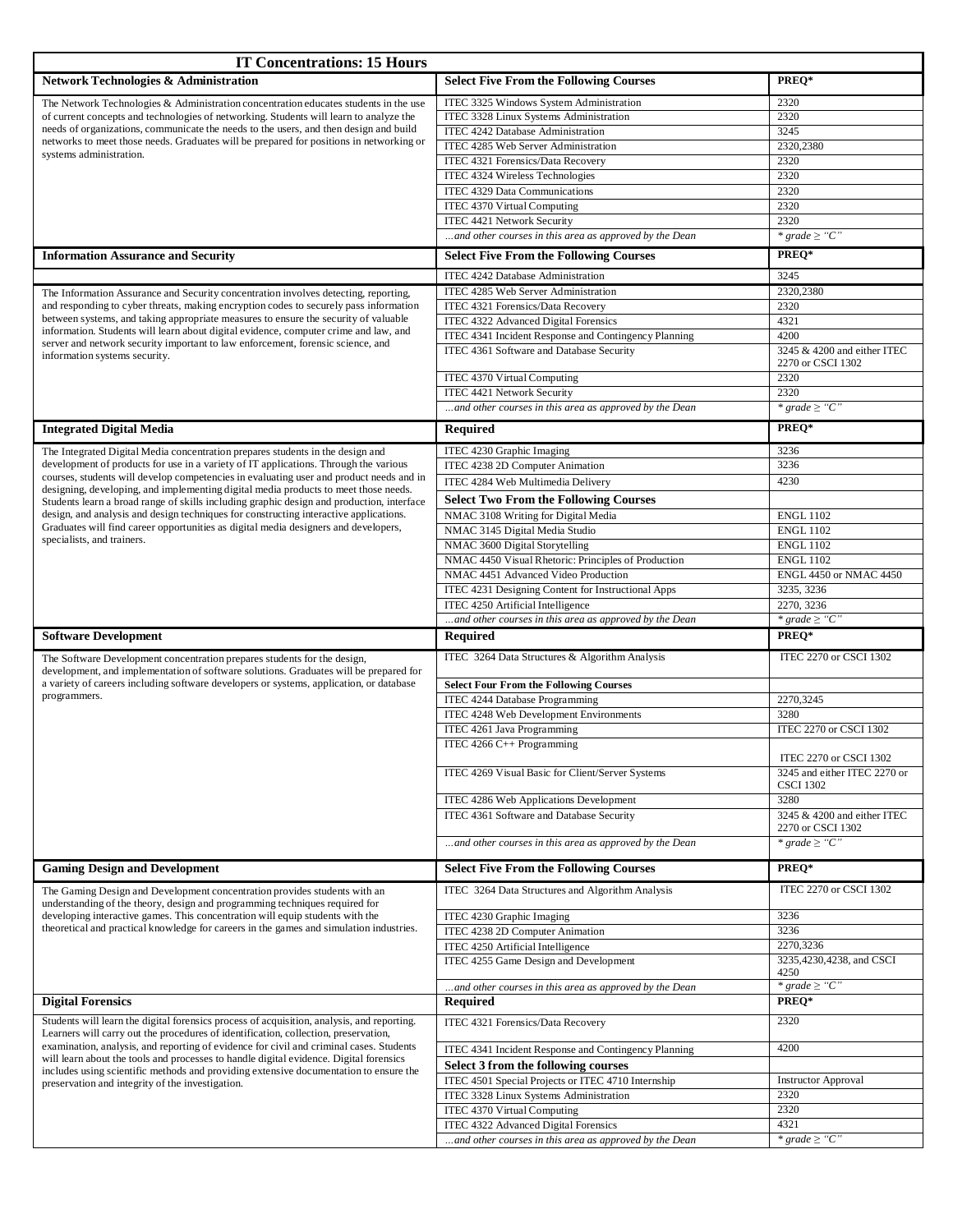## IT Concentrations: 15 Hours

| | | |
|---|---|---|
| **Network Technologies & Administration** | **Select Five From the Following Courses** | **PREQ*** |
| The Network Technologies & Administration concentration educates students in the use of current concepts and technologies of networking. Students will learn to analyze the needs of organizations, communicate the needs to the users, and then design and build networks to meet those needs. Graduates will be prepared for positions in networking or systems administration. | ITEC 3325 Windows System Administration | 2320 |
| | ITEC 3328 Linux Systems Administration | 2320 |
| | ITEC 4242 Database Administration | 3245 |
| | ITEC 4285 Web Server Administration | 2320,2380 |
| | ITEC 4321 Forensics/Data Recovery | 2320 |
| | ITEC 4324 Wireless Technologies | 2320 |
| | ITEC 4329 Data Communications | 2320 |
| | ITEC 4370 Virtual Computing | 2320 |
| | ITEC 4421 Network Security | 2320 |
| | *…and other courses in this area as approved by the Dean* | *\* grade ≥ "C"* |
| **Information Assurance and Security** | **Select Five From the Following Courses** | **PREQ*** |
| The Information Assurance and Security concentration involves detecting, reporting, and responding to cyber threats, making encryption codes to securely pass information between systems, and taking appropriate measures to ensure the security of valuable information. Students will learn about digital evidence, computer crime and law, and server and network security important to law enforcement, forensic science, and information systems security. | ITEC 4242 Database Administration | 3245 |
| | ITEC 4285 Web Server Administration | 2320,2380 |
| | ITEC 4321 Forensics/Data Recovery | 2320 |
| | ITEC 4322 Advanced Digital Forensics | 4321 |
| | ITEC 4341 Incident Response and Contingency Planning | 4200 |
| | ITEC 4361 Software and Database Security | 3245 & 4200 and either ITEC 2270 or CSCI 1302 |
| | ITEC 4370 Virtual Computing | 2320 |
| | ITEC 4421 Network Security | 2320 |
| | *…and other courses in this area as approved by the Dean* | *\* grade ≥ "C"* |
| **Integrated Digital Media** | **Required** | **PREQ*** |
| The Integrated Digital Media concentration prepares students in the design and development of products for use in a variety of IT applications. Through the various courses, students will develop competencies in evaluating user and product needs and in designing, developing, and implementing digital media products to meet those needs. Students learn a broad range of skills including graphic design and production, interface design, and analysis and design techniques for constructing interactive applications. Graduates will find career opportunities as digital media designers and developers, specialists, and trainers. | ITEC 4230 Graphic Imaging | 3236 |
| | ITEC 4238 2D Computer Animation | 3236 |
| | ITEC 4284 Web Multimedia Delivery | 4230 |
| | **Select Two From the Following Courses** | |
| | NMAC 3108 Writing for Digital Media | ENGL 1102 |
| | NMAC 3145 Digital Media Studio | ENGL 1102 |
| | NMAC 3600 Digital Storytelling | ENGL 1102 |
| | NMAC 4450 Visual Rhetoric: Principles of Production | ENGL 1102 |
| | NMAC 4451 Advanced Video Production | ENGL 4450 or NMAC 4450 |
| | ITEC 4231 Designing Content for Instructional Apps | 3235, 3236 |
| | ITEC 4250 Artificial Intelligence | 2270, 3236 |
| | *…and other courses in this area as approved by the Dean* | *\* grade ≥ "C"* |
| **Software Development** | **Required** | **PREQ*** |
| The Software Development concentration prepares students for the design, development, and implementation of software solutions. Graduates will be prepared for a variety of careers including software developers or systems, application, or database programmers. | ITEC 3264 Data Structures & Algorithm Analysis | ITEC 2270 or CSCI 1302 |
| | **Select Four From the Following Courses** | |
| | ITEC 4244 Database Programming | 2270,3245 |
| | ITEC 4248 Web Development Environments | 3280 |
| | ITEC 4261 Java Programming | ITEC 2270 or CSCI 1302 |
| | ITEC 4266 C++ Programming | ITEC 2270 or CSCI 1302 |
| | ITEC 4269 Visual Basic for Client/Server Systems | 3245 and either ITEC 2270 or CSCI 1302 |
| | ITEC 4286 Web Applications Development | 3280 |
| | ITEC 4361 Software and Database Security | 3245 & 4200 and either ITEC 2270 or CSCI 1302 |
| | *…and other courses in this area as approved by the Dean* | *\* grade ≥ "C"* |
| **Gaming Design and Development** | **Select Five From the Following Courses** | **PREQ*** |
| The Gaming Design and Development concentration provides students with an understanding of the theory, design and programming techniques required for developing interactive games. This concentration will equip students with the theoretical and practical knowledge for careers in the games and simulation industries. | ITEC 3264 Data Structures and Algorithm Analysis | ITEC 2270 or CSCI 1302 |
| | ITEC 4230 Graphic Imaging | 3236 |
| | ITEC 4238 2D Computer Animation | 3236 |
| | ITEC 4250 Artificial Intelligence | 2270,3236 |
| | ITEC 4255 Game Design and Development | 3235,4230,4238, and CSCI 4250 |
| | *…and other courses in this area as approved by the Dean* | *\* grade ≥ "C"* |
| **Digital Forensics** | **Required** | **PREQ*** |
| Students will learn the digital forensics process of acquisition, analysis, and reporting. Learners will carry out the procedures of identification, collection, preservation, examination, analysis, and reporting of evidence for civil and criminal cases. Students will learn about the tools and processes to handle digital evidence. Digital forensics includes using scientific methods and providing extensive documentation to ensure the preservation and integrity of the investigation. | ITEC 4321 Forensics/Data Recovery | 2320 |
| | ITEC 4341 Incident Response and Contingency Planning | 4200 |
| | **Select 3 from the following courses** | |
| | ITEC 4501 Special Projects or ITEC 4710 Internship | Instructor Approval |
| | ITEC 3328 Linux Systems Administration | 2320 |
| | ITEC 4370 Virtual Computing | 2320 |
| | ITEC 4322 Advanced Digital Forensics | 4321 |
| | *…and other courses in this area as approved by the Dean* | *\* grade ≥ "C"* |